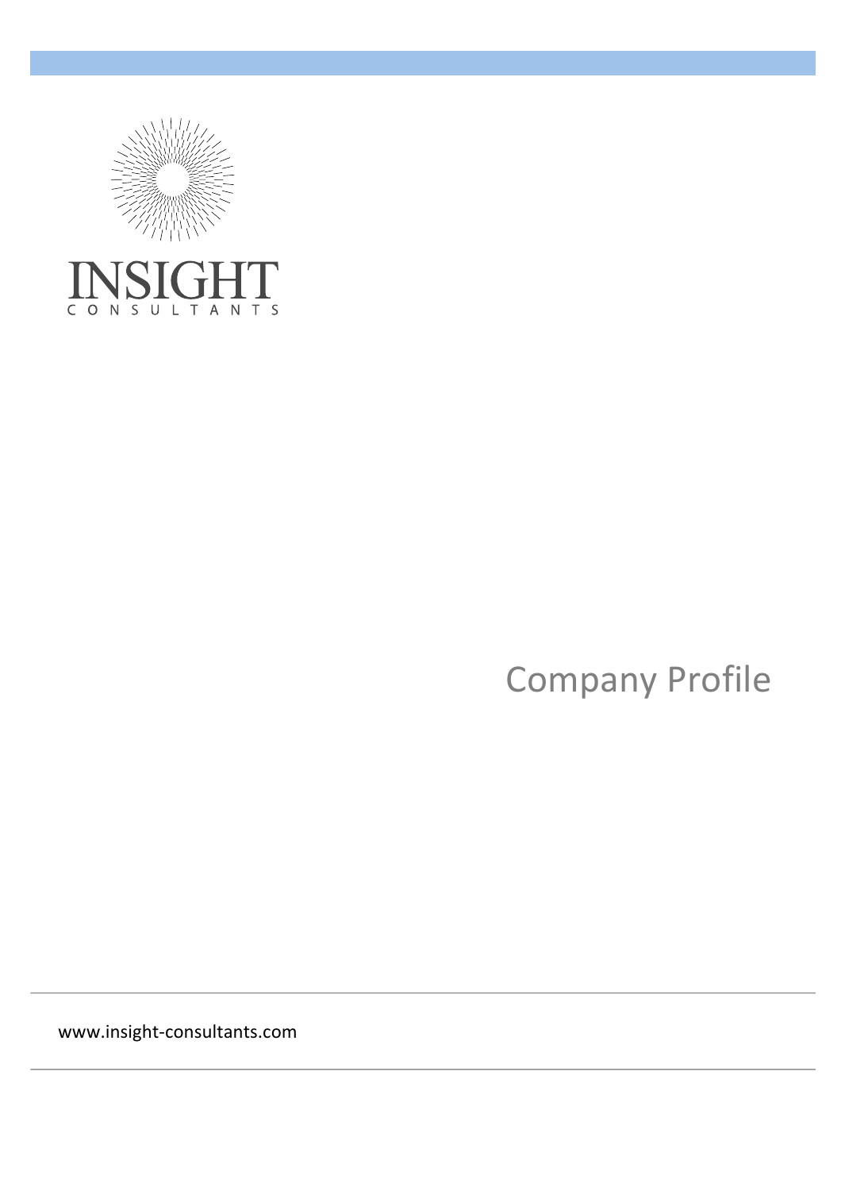INSIGHT

CONSULTANTS

# Company Profile

www.insight-consultants.com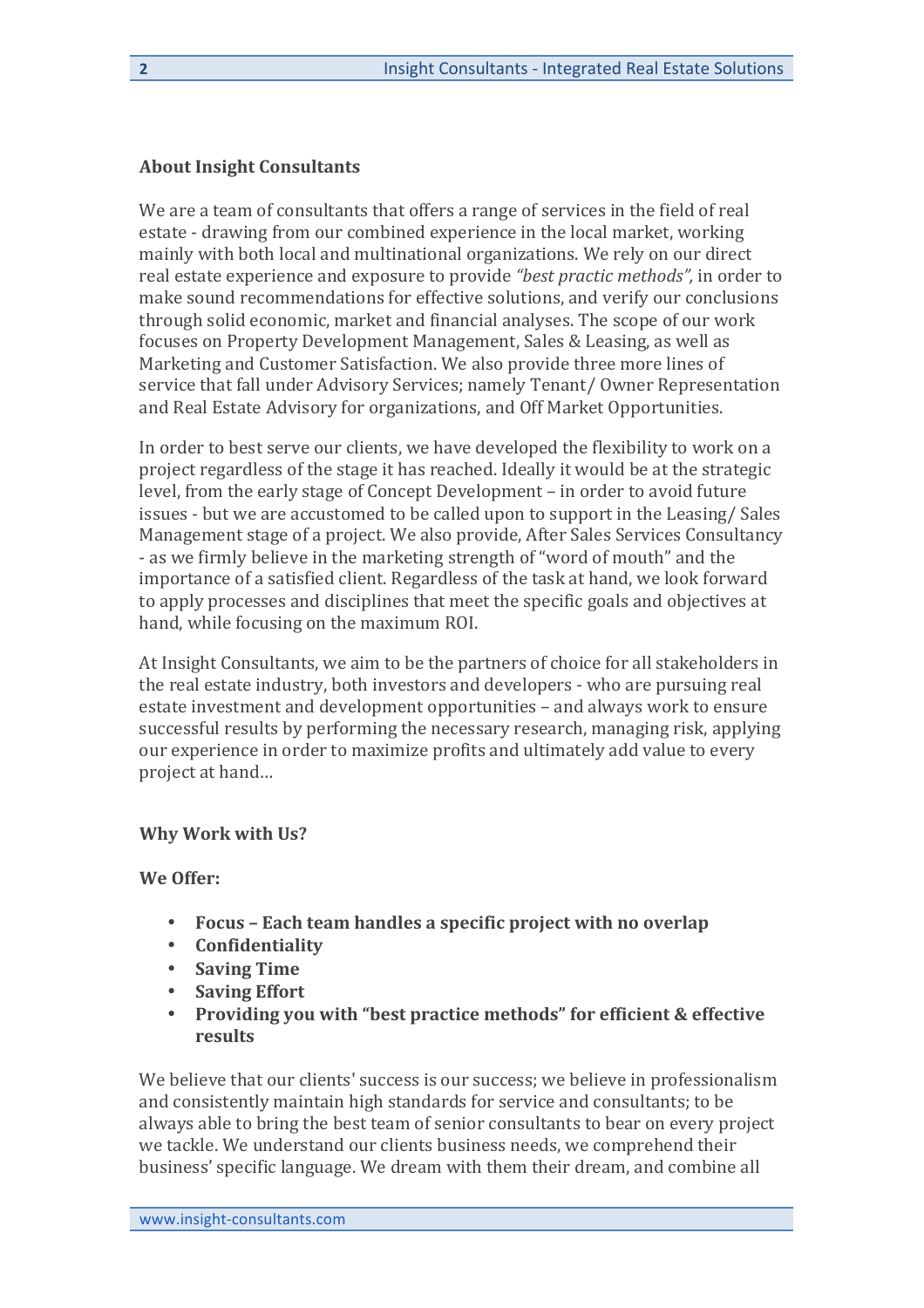**About Insight Consultants**

We are a team of consultants that offers a range of services in the field of real estate - drawing from our combined experience in the local market, working mainly with both local and multinational organizations. We rely on our direct real estate experience and exposure to provide *"best practic methods",* in order to make sound recommendations for effective solutions, and verify our conclusions through solid economic, market and financial analyses. The scope of our work focuses on Property Development Management, Sales & Leasing, as well as Marketing and Customer Satisfaction. We also provide three more lines of service that fall under Advisory Services; namely Tenant/ Owner Representation and Real Estate Advisory for organizations, and Off Market Opportunities.

In order to best serve our clients, we have developed the flexibility to work on a project regardless of the stage it has reached. Ideally it would be at the strategic level, from the early stage of Concept Development – in order to avoid future issues - but we are accustomed to be called upon to support in the Leasing/ Sales Management stage of a project. We also provide, After Sales Services Consultancy - as we firmly believe in the marketing strength of "word of mouth" and the importance of a satisfied client. Regardless of the task at hand, we look forward to apply processes and disciplines that meet the specific goals and objectives at hand, while focusing on the maximum ROI.

At Insight Consultants, we aim to be the partners of choice for all stakeholders in the real estate industry, both investors and developers - who are pursuing real estate investment and development opportunities – and always work to ensure successful results by performing the necessary research, managing risk, applying our experience in order to maximize profits and ultimately add value to every project at hand…

**Why Work with Us?**

**We Offer:**

- **Focus – Each team handles a specific project with no overlap**
- **Confidentiality**
- **Saving Time**
- **Saving Effort**
- **Providing you with "best practice methods" for efficient & effective results**

We believe that our clients' success is our success; we believe in professionalism and consistently maintain high standards for service and consultants; to be always able to bring the best team of senior consultants to bear on every project we tackle. We understand our clients business needs, we comprehend their business' specific language. We dream with them their dream, and combine all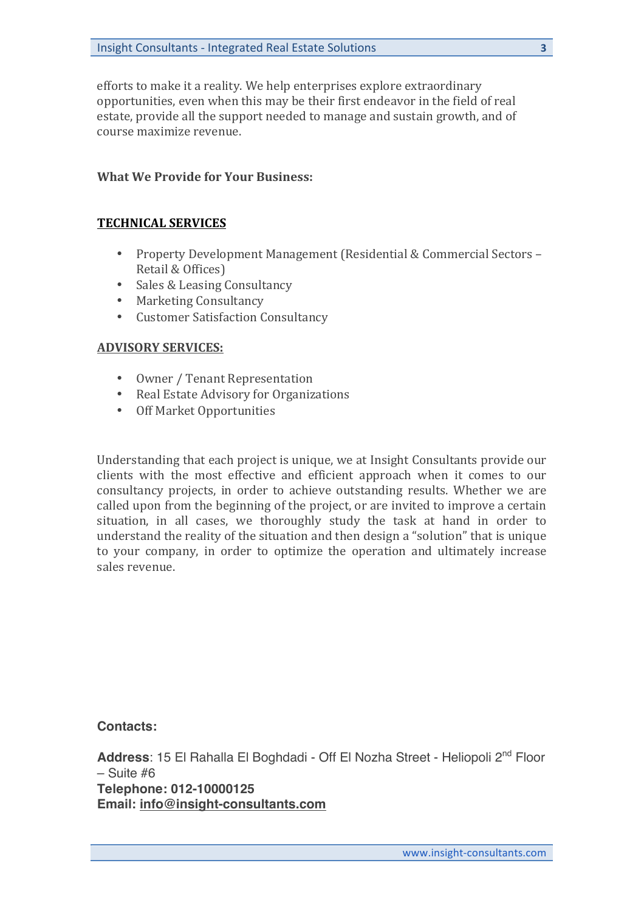efforts to make it a reality. We help enterprises explore extraordinary opportunities, even when this may be their first endeavor in the field of real estate, provide all the support needed to manage and sustain growth, and of course maximize revenue.

**What We Provide for Your Business:**

**TECHNICAL SERVICES**

- Property Development Management (Residential & Commercial Sectors – Retail & Offices)
- Sales & Leasing Consultancy
- Marketing Consultancy
- Customer Satisfaction Consultancy

**ADVISORY SERVICES:**

- Owner / Tenant Representation
- Real Estate Advisory for Organizations
- Off Market Opportunities

Understanding that each project is unique, we at Insight Consultants provide our clients with the most effective and efficient approach when it comes to our consultancy projects, in order to achieve outstanding results. Whether we are called upon from the beginning of the project, or are invited to improve a certain situation, in all cases, we thoroughly study the task at hand in order to understand the reality of the situation and then design a "solution" that is unique to your company, in order to optimize the operation and ultimately increase sales revenue.

**Contacts:**

**Address**: 15 El Rahalla El Boghdadi - Off El Nozha Street - Heliopoli 2nd Floor – Suite #6
**Telephone: 012-10000125**
**Email: info@insight-consultants.com**